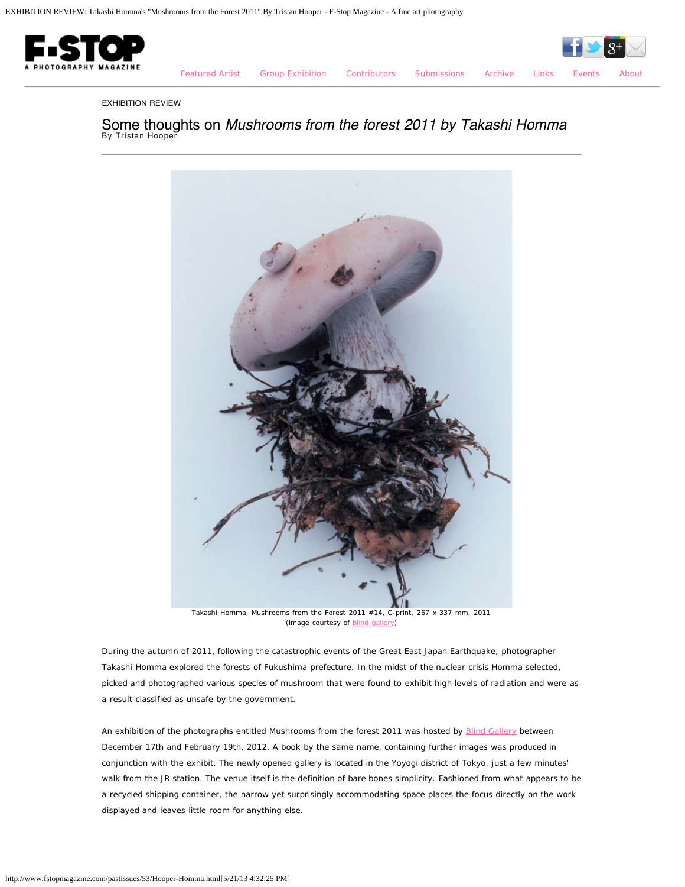EXHIBITION REVIEW

# Some thoughts on *Mushrooms from the forest 2011 by Takashi Homma*

By Tristan Hooper

Takashi Homma, Mushrooms from the Forest 2011 #14, C-print, 267 x 337 mm, 2011
(image courtesy of blind gallery)

During the autumn of 2011, following the catastrophic events of the Great East Japan Earthquake, photographer Takashi Homma explored the forests of Fukushima prefecture. In the midst of the nuclear crisis Homma selected, picked and photographed various species of mushroom that were found to exhibit high levels of radiation and were as a result classified as unsafe by the government.

An exhibition of the photographs entitled Mushrooms from the forest 2011 was hosted by Blind Gallery between December 17th and February 19th, 2012. A book by the same name, containing further images was produced in conjunction with the exhibit. The newly opened gallery is located in the Yoyogi district of Tokyo, just a few minutes' walk from the JR station. The venue itself is the definition of bare bones simplicity. Fashioned from what appears to be a recycled shipping container, the narrow yet surprisingly accommodating space places the focus directly on the work displayed and leaves little room for anything else.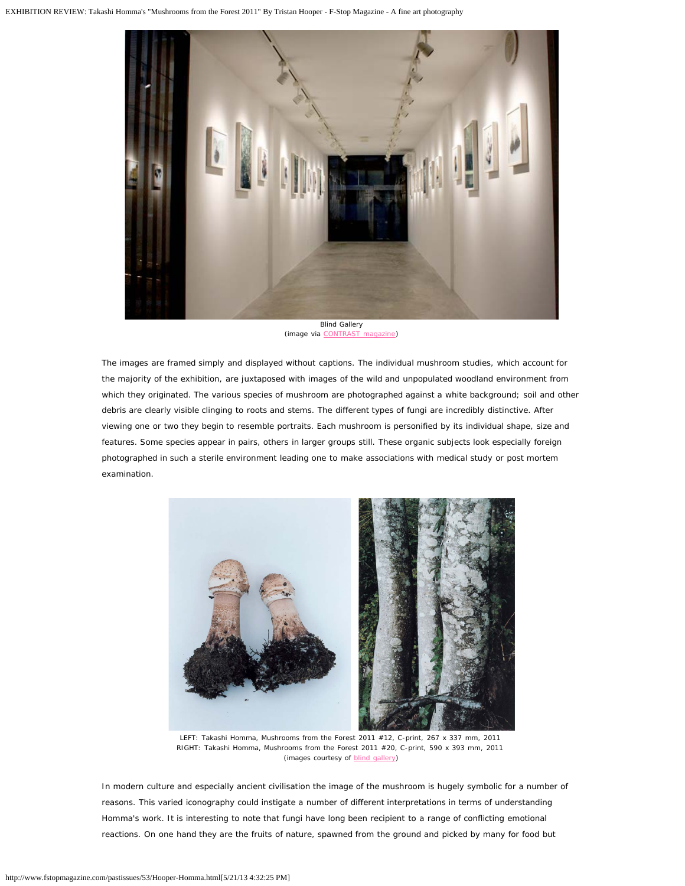Blind Gallery
(image via CONTRAST magazine)

The images are framed simply and displayed without captions. The individual mushroom studies, which account for the majority of the exhibition, are juxtaposed with images of the wild and unpopulated woodland environment from which they originated. The various species of mushroom are photographed against a white background; soil and other debris are clearly visible clinging to roots and stems. The different types of fungi are incredibly distinctive. After viewing one or two they begin to resemble portraits. Each mushroom is personified by its individual shape, size and features. Some species appear in pairs, others in larger groups still. These organic subjects look especially foreign photographed in such a sterile environment leading one to make associations with medical study or post mortem examination.

LEFT: Takashi Homma, Mushrooms from the Forest 2011 #12, C-print, 267 x 337 mm, 2011
RIGHT: Takashi Homma, Mushrooms from the Forest 2011 #20, C-print, 590 x 393 mm, 2011
(images courtesy of blind gallery)

In modern culture and especially ancient civilisation the image of the mushroom is hugely symbolic for a number of reasons. This varied iconography could instigate a number of different interpretations in terms of understanding Homma's work. It is interesting to note that fungi have long been recipient to a range of conflicting emotional reactions. On one hand they are the fruits of nature, spawned from the ground and picked by many for food but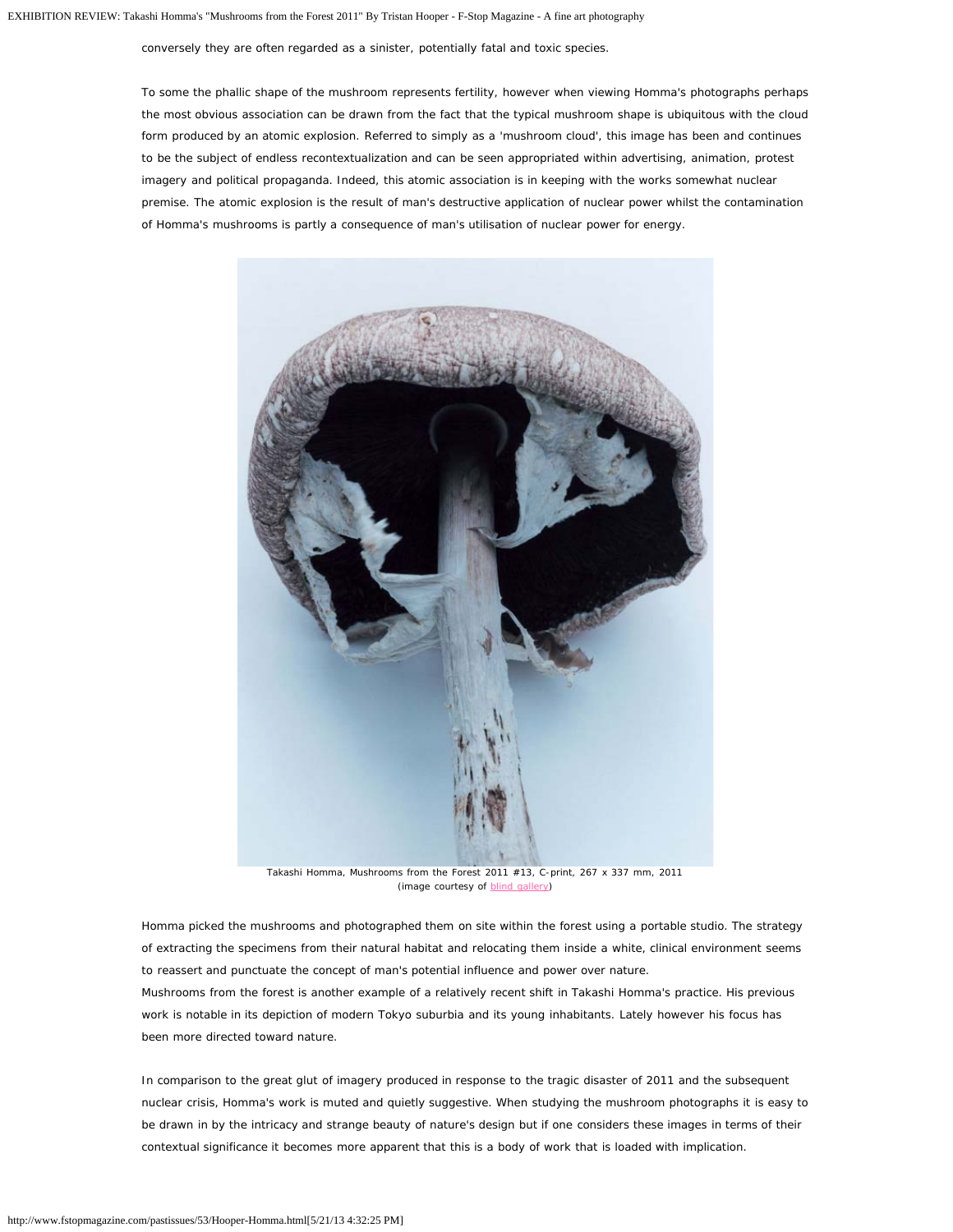conversely they are often regarded as a sinister, potentially fatal and toxic species.

To some the phallic shape of the mushroom represents fertility, however when viewing Homma's photographs perhaps the most obvious association can be drawn from the fact that the typical mushroom shape is ubiquitous with the cloud form produced by an atomic explosion. Referred to simply as a 'mushroom cloud', this image has been and continues to be the subject of endless recontextualization and can be seen appropriated within advertising, animation, protest imagery and political propaganda. Indeed, this atomic association is in keeping with the works somewhat nuclear premise. The atomic explosion is the result of man's destructive application of nuclear power whilst the contamination of Homma's mushrooms is partly a consequence of man's utilisation of nuclear power for energy.

Takashi Homma, Mushrooms from the Forest 2011 #13, C-print, 267 x 337 mm, 2011
(image courtesy of blind gallery)

Homma picked the mushrooms and photographed them on site within the forest using a portable studio. The strategy of extracting the specimens from their natural habitat and relocating them inside a white, clinical environment seems to reassert and punctuate the concept of man's potential influence and power over nature.
Mushrooms from the forest is another example of a relatively recent shift in Takashi Homma's practice. His previous work is notable in its depiction of modern Tokyo suburbia and its young inhabitants. Lately however his focus has been more directed toward nature.

In comparison to the great glut of imagery produced in response to the tragic disaster of 2011 and the subsequent nuclear crisis, Homma's work is muted and quietly suggestive. When studying the mushroom photographs it is easy to be drawn in by the intricacy and strange beauty of nature's design but if one considers these images in terms of their contextual significance it becomes more apparent that this is a body of work that is loaded with implication.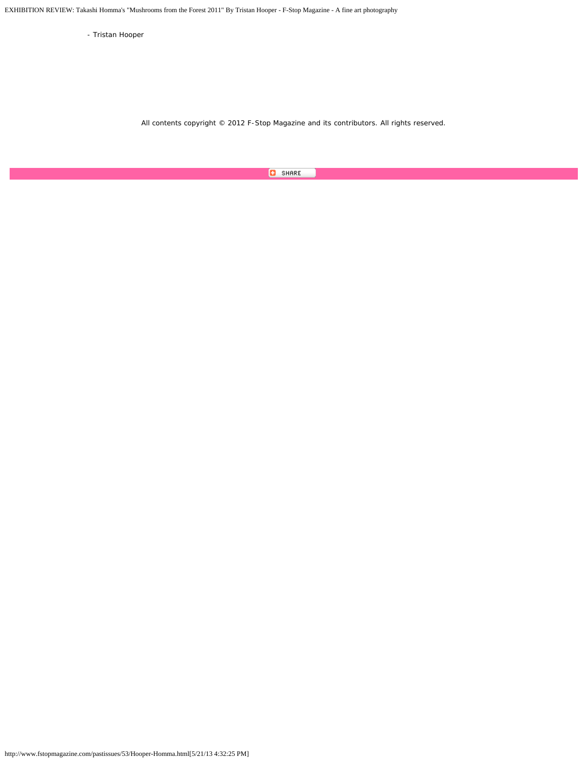- Tristan Hooper

All contents copyright © 2012 F-Stop Magazine and its contributors. All rights reserved.